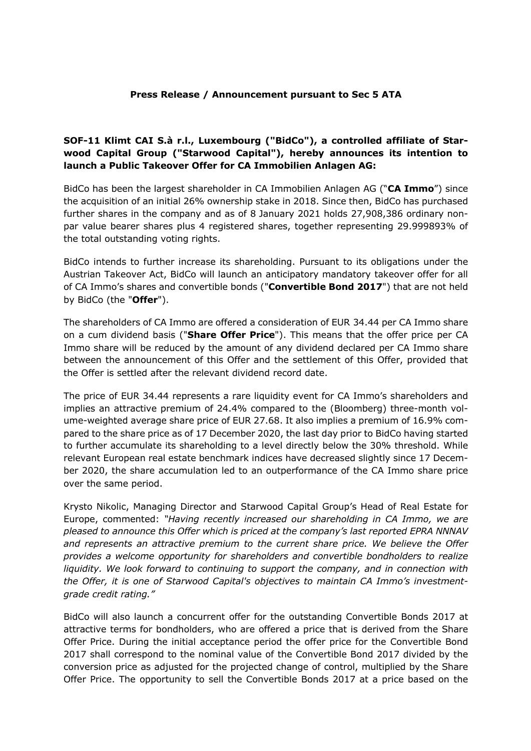**Press Release / Announcement pursuant to Sec 5 ATA**

**SOF-11 Klimt CAI S.à r.l., Luxembourg ("BidCo"), a controlled affiliate of Starwood Capital Group ("Starwood Capital"), hereby announces its intention to launch a Public Takeover Offer for CA Immobilien Anlagen AG:**

BidCo has been the largest shareholder in CA Immobilien Anlagen AG ("**CA Immo**") since the acquisition of an initial 26% ownership stake in 2018. Since then, BidCo has purchased further shares in the company and as of 8 January 2021 holds 27,908,386 ordinary non-par value bearer shares plus 4 registered shares, together representing 29.999893% of the total outstanding voting rights.

BidCo intends to further increase its shareholding. Pursuant to its obligations under the Austrian Takeover Act, BidCo will launch an anticipatory mandatory takeover offer for all of CA Immo's shares and convertible bonds ("**Convertible Bond 2017**") that are not held by BidCo (the "**Offer**").

The shareholders of CA Immo are offered a consideration of EUR 34.44 per CA Immo share on a cum dividend basis ("**Share Offer Price**"). This means that the offer price per CA Immo share will be reduced by the amount of any dividend declared per CA Immo share between the announcement of this Offer and the settlement of this Offer, provided that the Offer is settled after the relevant dividend record date.

The price of EUR 34.44 represents a rare liquidity event for CA Immo's shareholders and implies an attractive premium of 24.4% compared to the (Bloomberg) three-month volume-weighted average share price of EUR 27.68. It also implies a premium of 16.9% compared to the share price as of 17 December 2020, the last day prior to BidCo having started to further accumulate its shareholding to a level directly below the 30% threshold. While relevant European real estate benchmark indices have decreased slightly since 17 December 2020, the share accumulation led to an outperformance of the CA Immo share price over the same period.

Krysto Nikolic, Managing Director and Starwood Capital Group's Head of Real Estate for Europe, commented: *"Having recently increased our shareholding in CA Immo, we are pleased to announce this Offer which is priced at the company's last reported EPRA NNNAV and represents an attractive premium to the current share price. We believe the Offer provides a welcome opportunity for shareholders and convertible bondholders to realize liquidity. We look forward to continuing to support the company, and in connection with the Offer, it is one of Starwood Capital's objectives to maintain CA Immo's investment-grade credit rating."*

BidCo will also launch a concurrent offer for the outstanding Convertible Bonds 2017 at attractive terms for bondholders, who are offered a price that is derived from the Share Offer Price. During the initial acceptance period the offer price for the Convertible Bond 2017 shall correspond to the nominal value of the Convertible Bond 2017 divided by the conversion price as adjusted for the projected change of control, multiplied by the Share Offer Price. The opportunity to sell the Convertible Bonds 2017 at a price based on the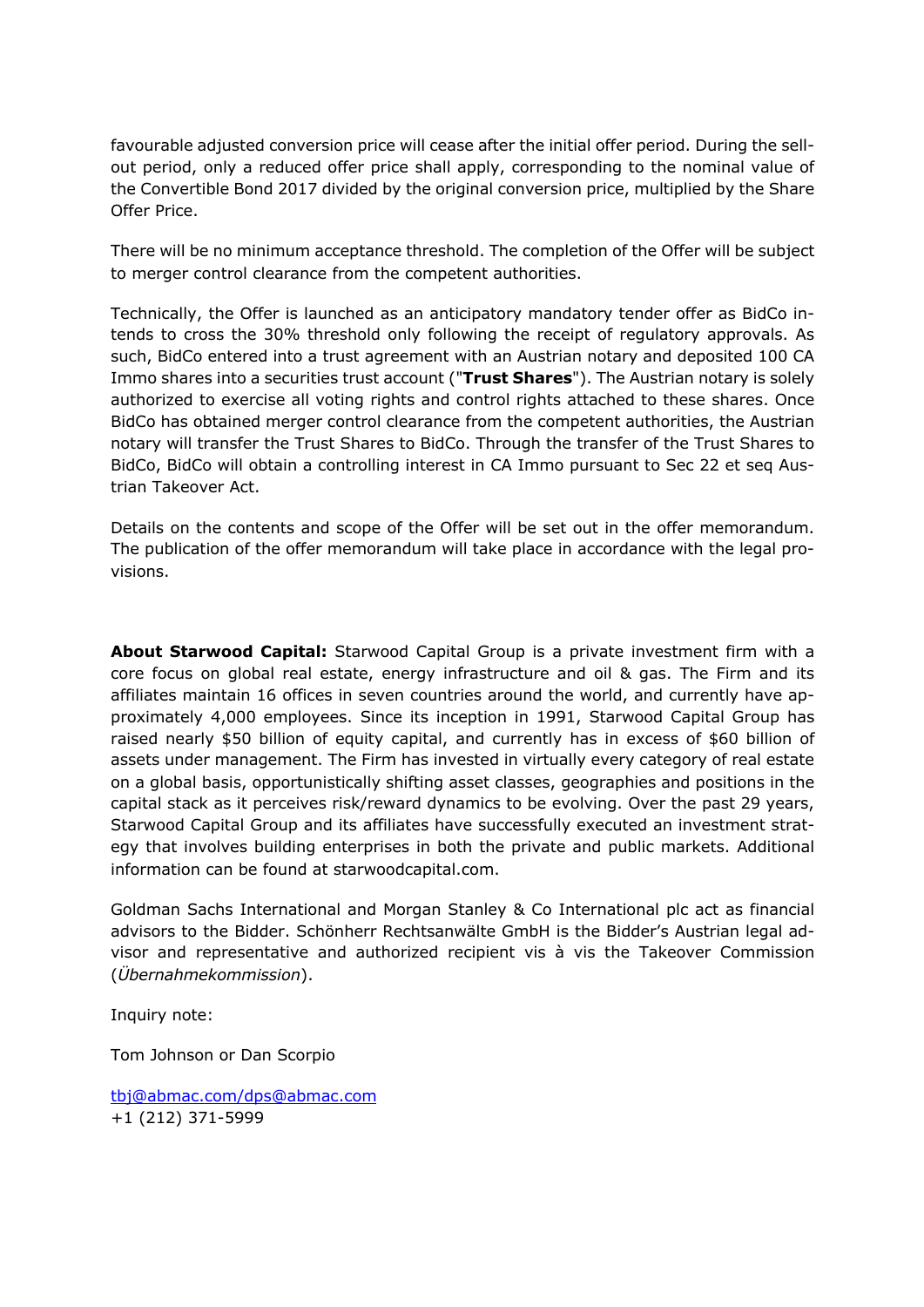favourable adjusted conversion price will cease after the initial offer period. During the sell-out period, only a reduced offer price shall apply, corresponding to the nominal value of the Convertible Bond 2017 divided by the original conversion price, multiplied by the Share Offer Price.

There will be no minimum acceptance threshold. The completion of the Offer will be subject to merger control clearance from the competent authorities.

Technically, the Offer is launched as an anticipatory mandatory tender offer as BidCo intends to cross the 30% threshold only following the receipt of regulatory approvals. As such, BidCo entered into a trust agreement with an Austrian notary and deposited 100 CA Immo shares into a securities trust account ("**Trust Shares**"). The Austrian notary is solely authorized to exercise all voting rights and control rights attached to these shares. Once BidCo has obtained merger control clearance from the competent authorities, the Austrian notary will transfer the Trust Shares to BidCo. Through the transfer of the Trust Shares to BidCo, BidCo will obtain a controlling interest in CA Immo pursuant to Sec 22 et seq Austrian Takeover Act.

Details on the contents and scope of the Offer will be set out in the offer memorandum. The publication of the offer memorandum will take place in accordance with the legal provisions.

**About Starwood Capital:** Starwood Capital Group is a private investment firm with a core focus on global real estate, energy infrastructure and oil & gas. The Firm and its affiliates maintain 16 offices in seven countries around the world, and currently have approximately 4,000 employees. Since its inception in 1991, Starwood Capital Group has raised nearly $50 billion of equity capital, and currently has in excess of $60 billion of assets under management. The Firm has invested in virtually every category of real estate on a global basis, opportunistically shifting asset classes, geographies and positions in the capital stack as it perceives risk/reward dynamics to be evolving. Over the past 29 years, Starwood Capital Group and its affiliates have successfully executed an investment strategy that involves building enterprises in both the private and public markets. Additional information can be found at starwoodcapital.com.

Goldman Sachs International and Morgan Stanley & Co International plc act as financial advisors to the Bidder. Schönherr Rechtsanwälte GmbH is the Bidder's Austrian legal advisor and representative and authorized recipient vis à vis the Takeover Commission (*Übernahmekommission*).

Inquiry note:

Tom Johnson or Dan Scorpio

tbj@abmac.com/dps@abmac.com
+1 (212) 371-5999